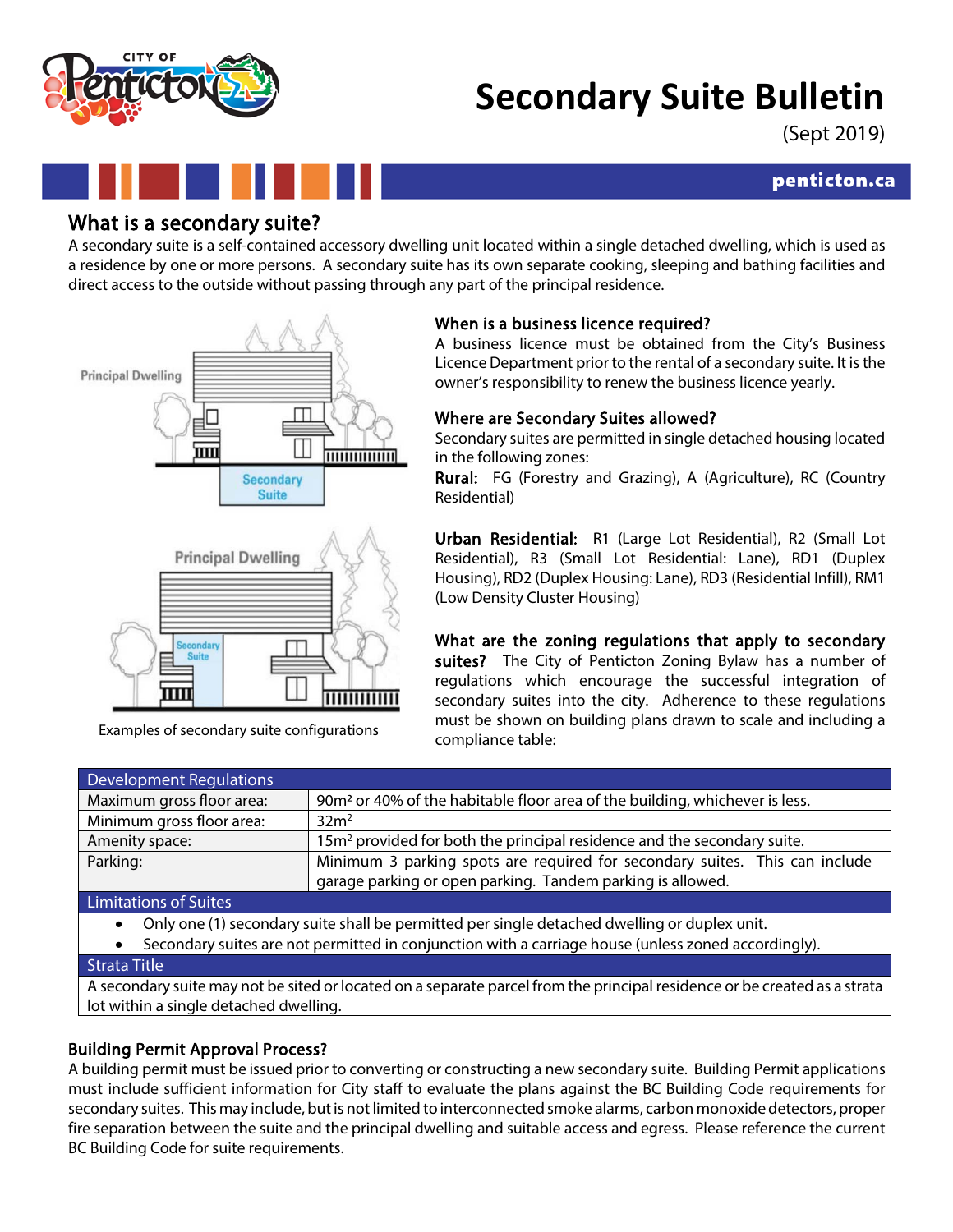# Secondary Suite Bulletin

(Sept 2019)

penticton.ca

## What is a secondary suite?

A secondary suite is a self-contained accessory dwelling unit located within a single detached dwelling, which is used as a residence by one or more persons. A secondary suite has its own separate cooking, sleeping and bathing facilities and direct access to the outside without passing through any part of the principal residence.

Examples of secondary suite configurations

### When is a business licence required?

A business licence must be obtained from the City's Business Licence Department prior to the rental of a secondary suite. It is the owner's responsibility to renew the business licence yearly.

### Where are Secondary Suites allowed?

Secondary suites are permitted in single detached housing located in the following zones:

**Rural:** FG (Forestry and Grazing), A (Agriculture), RC (Country Residential)

**Urban Residential:** R1 (Large Lot Residential), R2 (Small Lot Residential), R3 (Small Lot Residential: Lane), RD1 (Duplex Housing), RD2 (Duplex Housing: Lane), RD3 (Residential Infill), RM1 (Low Density Cluster Housing)

### What are the zoning regulations that apply to secondary suites?

The City of Penticton Zoning Bylaw has a number of regulations which encourage the successful integration of secondary suites into the city. Adherence to these regulations must be shown on building plans drawn to scale and including a compliance table:

| Development Regulations | |
|---|---|
| Maximum gross floor area: | 90m² or 40% of the habitable floor area of the building, whichever is less. |
| Minimum gross floor area: | 32m² |
| Amenity space: | 15m² provided for both the principal residence and the secondary suite. |
| Parking: | Minimum 3 parking spots are required for secondary suites. This can include garage parking or open parking. Tandem parking is allowed. |
| **Limitations of Suites** | |
| • Only one (1) secondary suite shall be permitted per single detached dwelling or duplex unit.<br>• Secondary suites are not permitted in conjunction with a carriage house (unless zoned accordingly). | |
| **Strata Title** | |
| A secondary suite may not be sited or located on a separate parcel from the principal residence or be created as a strata lot within a single detached dwelling. | |

### Building Permit Approval Process?

A building permit must be issued prior to converting or constructing a new secondary suite. Building Permit applications must include sufficient information for City staff to evaluate the plans against the BC Building Code requirements for secondary suites. This may include, but is not limited to interconnected smoke alarms, carbon monoxide detectors, proper fire separation between the suite and the principal dwelling and suitable access and egress. Please reference the current BC Building Code for suite requirements.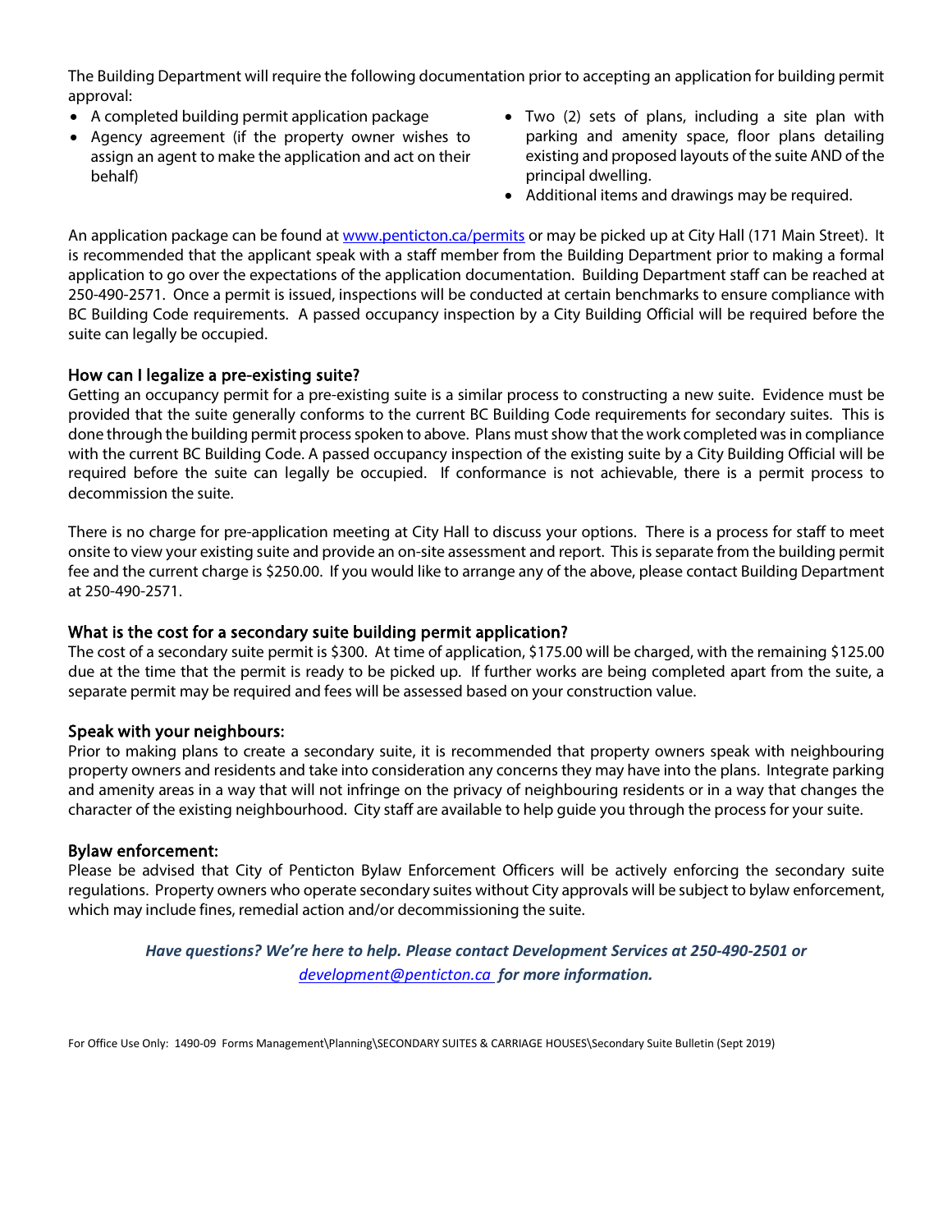The Building Department will require the following documentation prior to accepting an application for building permit approval:

- A completed building permit application package
- Agency agreement (if the property owner wishes to assign an agent to make the application and act on their behalf)
- Two (2) sets of plans, including a site plan with parking and amenity space, floor plans detailing existing and proposed layouts of the suite AND of the principal dwelling.
- Additional items and drawings may be required.

An application package can be found at [www.penticton.ca/permits](http://www.penticton.ca/permits) or may be picked up at City Hall (171 Main Street). It is recommended that the applicant speak with a staff member from the Building Department prior to making a formal application to go over the expectations of the application documentation. Building Department staff can be reached at 250-490-2571. Once a permit is issued, inspections will be conducted at certain benchmarks to ensure compliance with BC Building Code requirements. A passed occupancy inspection by a City Building Official will be required before the suite can legally be occupied.

## How can I legalize a pre-existing suite?

Getting an occupancy permit for a pre-existing suite is a similar process to constructing a new suite. Evidence must be provided that the suite generally conforms to the current BC Building Code requirements for secondary suites. This is done through the building permit process spoken to above. Plans must show that the work completed was in compliance with the current BC Building Code. A passed occupancy inspection of the existing suite by a City Building Official will be required before the suite can legally be occupied. If conformance is not achievable, there is a permit process to decommission the suite.

There is no charge for pre-application meeting at City Hall to discuss your options. There is a process for staff to meet onsite to view your existing suite and provide an on-site assessment and report. This is separate from the building permit fee and the current charge is $250.00. If you would like to arrange any of the above, please contact Building Department at 250-490-2571.

## What is the cost for a secondary suite building permit application?

The cost of a secondary suite permit is $300. At time of application, $175.00 will be charged, with the remaining $125.00 due at the time that the permit is ready to be picked up. If further works are being completed apart from the suite, a separate permit may be required and fees will be assessed based on your construction value.

## Speak with your neighbours:

Prior to making plans to create a secondary suite, it is recommended that property owners speak with neighbouring property owners and residents and take into consideration any concerns they may have into the plans. Integrate parking and amenity areas in a way that will not infringe on the privacy of neighbouring residents or in a way that changes the character of the existing neighbourhood. City staff are available to help guide you through the process for your suite.

## Bylaw enforcement:

Please be advised that City of Penticton Bylaw Enforcement Officers will be actively enforcing the secondary suite regulations. Property owners who operate secondary suites without City approvals will be subject to bylaw enforcement, which may include fines, remedial action and/or decommissioning the suite.

***Have questions? We're here to help. Please contact Development Services at 250-490-2501 or [development@penticton.ca](mailto:development@penticton.ca) for more information.***

For Office Use Only: 1490-09 Forms Management\Planning\SECONDARY SUITES & CARRIAGE HOUSES\Secondary Suite Bulletin (Sept 2019)